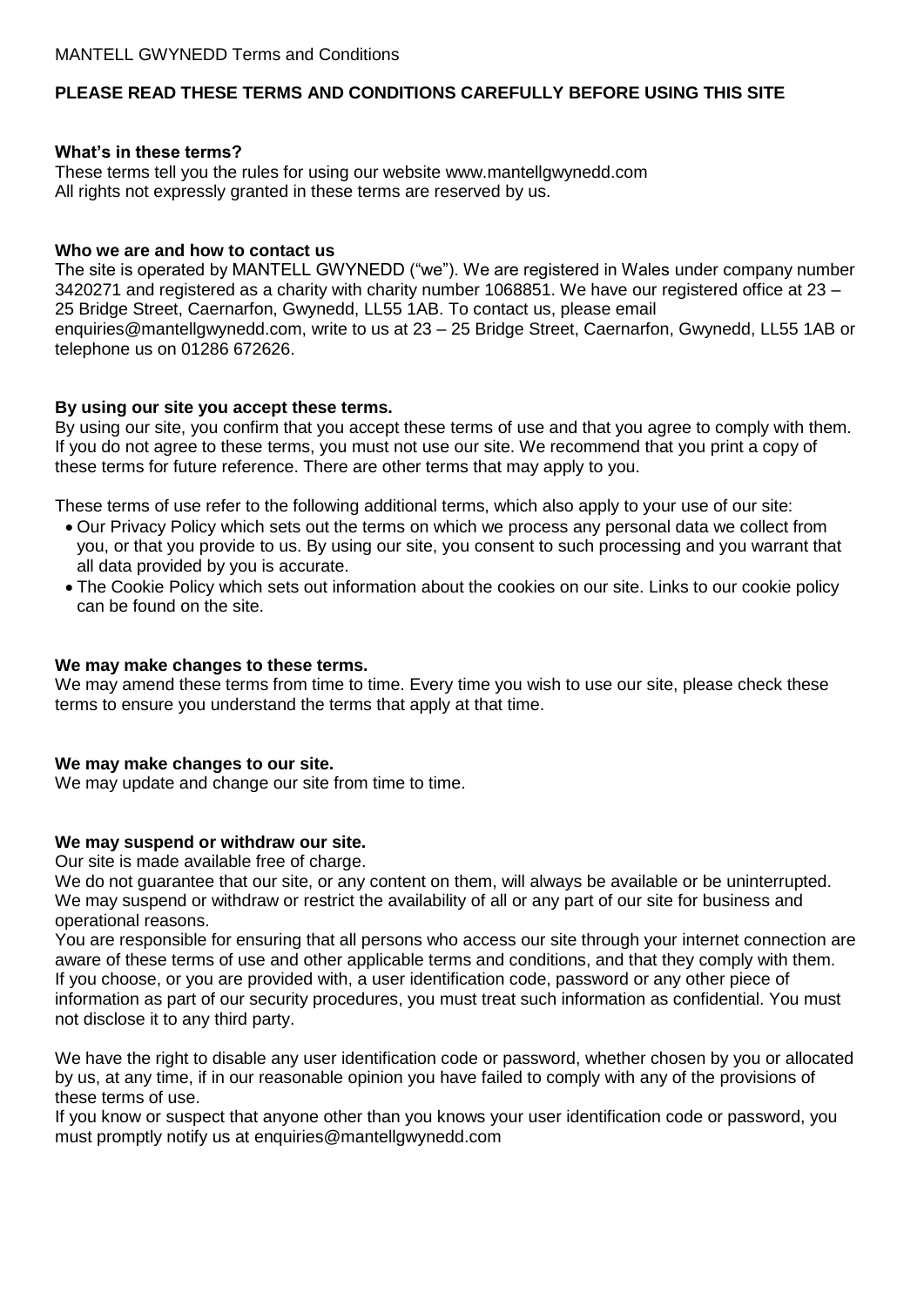MANTELL GWYNEDD Terms and Conditions

**PLEASE READ THESE TERMS AND CONDITIONS CAREFULLY BEFORE USING THIS SITE**

**What's in these terms?**

These terms tell you the rules for using our website www.mantellgwynedd.com
All rights not expressly granted in these terms are reserved by us.

**Who we are and how to contact us**

The site is operated by MANTELL GWYNEDD ("we"). We are registered in Wales under company number 3420271 and registered as a charity with charity number 1068851. We have our registered office at 23 – 25 Bridge Street, Caernarfon, Gwynedd, LL55 1AB. To contact us, please email enquiries@mantellgwynedd.com, write to us at 23 – 25 Bridge Street, Caernarfon, Gwynedd, LL55 1AB or telephone us on 01286 672626.

**By using our site you accept these terms.**

By using our site, you confirm that you accept these terms of use and that you agree to comply with them. If you do not agree to these terms, you must not use our site. We recommend that you print a copy of these terms for future reference. There are other terms that may apply to you.

These terms of use refer to the following additional terms, which also apply to your use of our site:

- Our Privacy Policy which sets out the terms on which we process any personal data we collect from you, or that you provide to us. By using our site, you consent to such processing and you warrant that all data provided by you is accurate.
- The Cookie Policy which sets out information about the cookies on our site. Links to our cookie policy can be found on the site.

**We may make changes to these terms.**

We may amend these terms from time to time. Every time you wish to use our site, please check these terms to ensure you understand the terms that apply at that time.

**We may make changes to our site.**

We may update and change our site from time to time.

**We may suspend or withdraw our site.**

Our site is made available free of charge.

We do not guarantee that our site, or any content on them, will always be available or be uninterrupted. We may suspend or withdraw or restrict the availability of all or any part of our site for business and operational reasons.

You are responsible for ensuring that all persons who access our site through your internet connection are aware of these terms of use and other applicable terms and conditions, and that they comply with them.

If you choose, or you are provided with, a user identification code, password or any other piece of information as part of our security procedures, you must treat such information as confidential. You must not disclose it to any third party.

We have the right to disable any user identification code or password, whether chosen by you or allocated by us, at any time, if in our reasonable opinion you have failed to comply with any of the provisions of these terms of use.

If you know or suspect that anyone other than you knows your user identification code or password, you must promptly notify us at enquiries@mantellgwynedd.com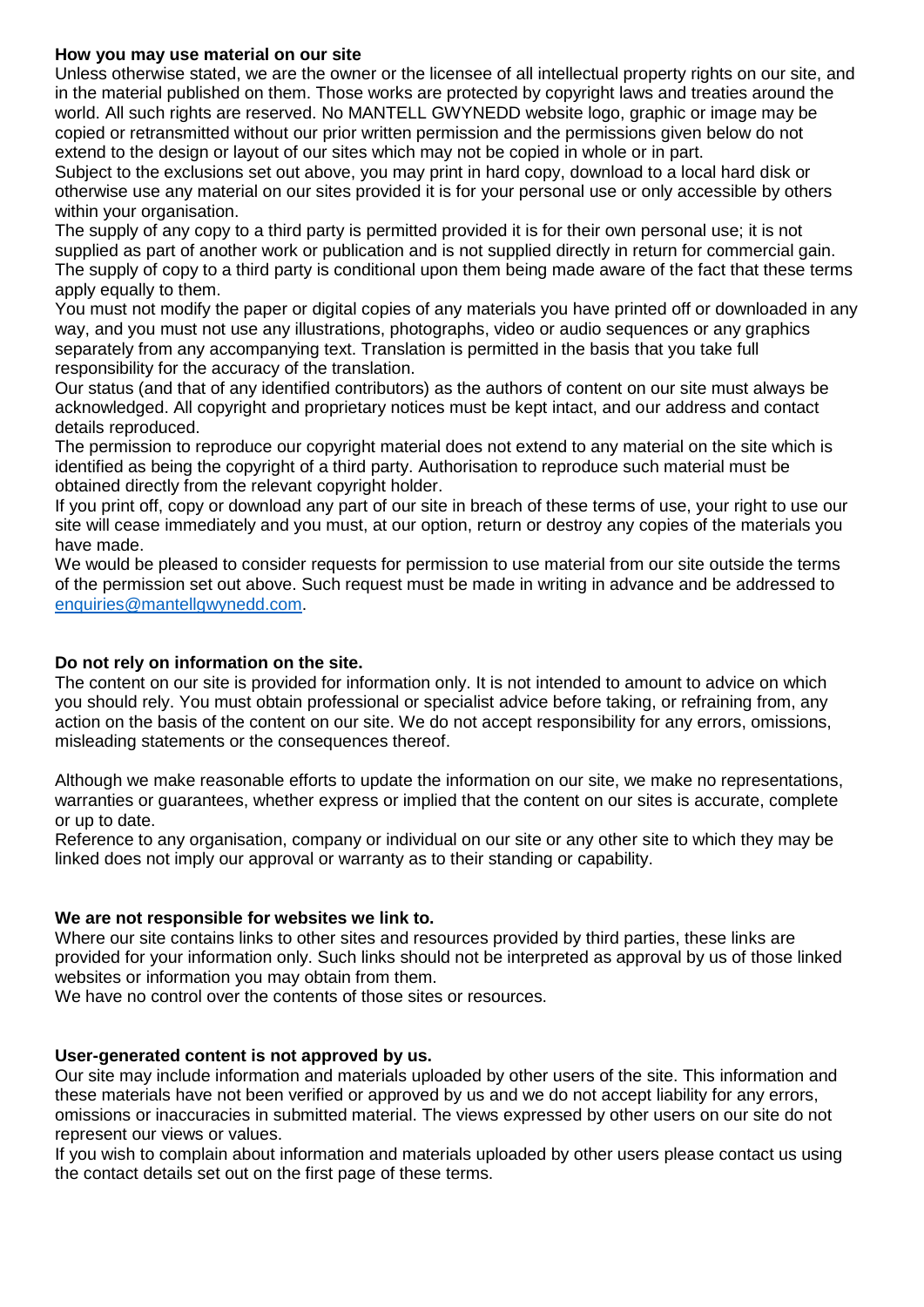**How you may use material on our site**

Unless otherwise stated, we are the owner or the licensee of all intellectual property rights on our site, and in the material published on them. Those works are protected by copyright laws and treaties around the world. All such rights are reserved. No MANTELL GWYNEDD website logo, graphic or image may be copied or retransmitted without our prior written permission and the permissions given below do not extend to the design or layout of our sites which may not be copied in whole or in part.

Subject to the exclusions set out above, you may print in hard copy, download to a local hard disk or otherwise use any material on our sites provided it is for your personal use or only accessible by others within your organisation.

The supply of any copy to a third party is permitted provided it is for their own personal use; it is not supplied as part of another work or publication and is not supplied directly in return for commercial gain. The supply of copy to a third party is conditional upon them being made aware of the fact that these terms apply equally to them.

You must not modify the paper or digital copies of any materials you have printed off or downloaded in any way, and you must not use any illustrations, photographs, video or audio sequences or any graphics separately from any accompanying text. Translation is permitted in the basis that you take full responsibility for the accuracy of the translation.

Our status (and that of any identified contributors) as the authors of content on our site must always be acknowledged. All copyright and proprietary notices must be kept intact, and our address and contact details reproduced.

The permission to reproduce our copyright material does not extend to any material on the site which is identified as being the copyright of a third party. Authorisation to reproduce such material must be obtained directly from the relevant copyright holder.

If you print off, copy or download any part of our site in breach of these terms of use, your right to use our site will cease immediately and you must, at our option, return or destroy any copies of the materials you have made.

We would be pleased to consider requests for permission to use material from our site outside the terms of the permission set out above. Such request must be made in writing in advance and be addressed to enquiries@mantellgwynedd.com.

**Do not rely on information on the site.**

The content on our site is provided for information only. It is not intended to amount to advice on which you should rely. You must obtain professional or specialist advice before taking, or refraining from, any action on the basis of the content on our site. We do not accept responsibility for any errors, omissions, misleading statements or the consequences thereof.

Although we make reasonable efforts to update the information on our site, we make no representations, warranties or guarantees, whether express or implied that the content on our sites is accurate, complete or up to date.

Reference to any organisation, company or individual on our site or any other site to which they may be linked does not imply our approval or warranty as to their standing or capability.

**We are not responsible for websites we link to.**

Where our site contains links to other sites and resources provided by third parties, these links are provided for your information only. Such links should not be interpreted as approval by us of those linked websites or information you may obtain from them.

We have no control over the contents of those sites or resources.

**User-generated content is not approved by us.**

Our site may include information and materials uploaded by other users of the site. This information and these materials have not been verified or approved by us and we do not accept liability for any errors, omissions or inaccuracies in submitted material. The views expressed by other users on our site do not represent our views or values.

If you wish to complain about information and materials uploaded by other users please contact us using the contact details set out on the first page of these terms.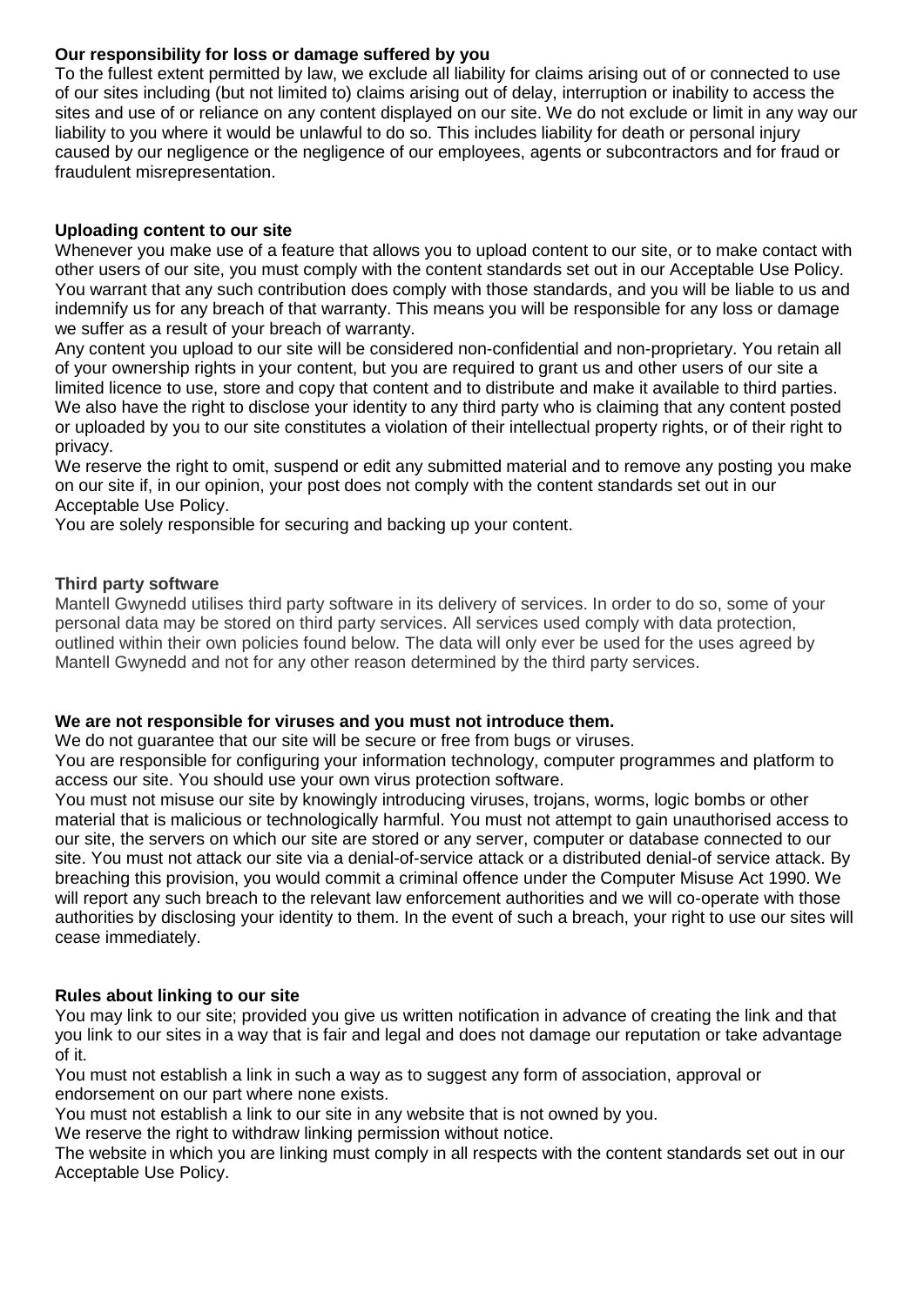**Our responsibility for loss or damage suffered by you**

To the fullest extent permitted by law, we exclude all liability for claims arising out of or connected to use of our sites including (but not limited to) claims arising out of delay, interruption or inability to access the sites and use of or reliance on any content displayed on our site. We do not exclude or limit in any way our liability to you where it would be unlawful to do so. This includes liability for death or personal injury caused by our negligence or the negligence of our employees, agents or subcontractors and for fraud or fraudulent misrepresentation.

**Uploading content to our site**

Whenever you make use of a feature that allows you to upload content to our site, or to make contact with other users of our site, you must comply with the content standards set out in our Acceptable Use Policy. You warrant that any such contribution does comply with those standards, and you will be liable to us and indemnify us for any breach of that warranty. This means you will be responsible for any loss or damage we suffer as a result of your breach of warranty.

Any content you upload to our site will be considered non-confidential and non-proprietary. You retain all of your ownership rights in your content, but you are required to grant us and other users of our site a limited licence to use, store and copy that content and to distribute and make it available to third parties. We also have the right to disclose your identity to any third party who is claiming that any content posted or uploaded by you to our site constitutes a violation of their intellectual property rights, or of their right to privacy.

We reserve the right to omit, suspend or edit any submitted material and to remove any posting you make on our site if, in our opinion, your post does not comply with the content standards set out in our Acceptable Use Policy.

You are solely responsible for securing and backing up your content.

**Third party software**

Mantell Gwynedd utilises third party software in its delivery of services. In order to do so, some of your personal data may be stored on third party services. All services used comply with data protection, outlined within their own policies found below. The data will only ever be used for the uses agreed by Mantell Gwynedd and not for any other reason determined by the third party services.

**We are not responsible for viruses and you must not introduce them.**

We do not guarantee that our site will be secure or free from bugs or viruses.

You are responsible for configuring your information technology, computer programmes and platform to access our site. You should use your own virus protection software.

You must not misuse our site by knowingly introducing viruses, trojans, worms, logic bombs or other material that is malicious or technologically harmful. You must not attempt to gain unauthorised access to our site, the servers on which our site are stored or any server, computer or database connected to our site. You must not attack our site via a denial-of-service attack or a distributed denial-of service attack. By breaching this provision, you would commit a criminal offence under the Computer Misuse Act 1990. We will report any such breach to the relevant law enforcement authorities and we will co-operate with those authorities by disclosing your identity to them. In the event of such a breach, your right to use our sites will cease immediately.

**Rules about linking to our site**

You may link to our site; provided you give us written notification in advance of creating the link and that you link to our sites in a way that is fair and legal and does not damage our reputation or take advantage of it.

You must not establish a link in such a way as to suggest any form of association, approval or endorsement on our part where none exists.

You must not establish a link to our site in any website that is not owned by you.

We reserve the right to withdraw linking permission without notice.

The website in which you are linking must comply in all respects with the content standards set out in our Acceptable Use Policy.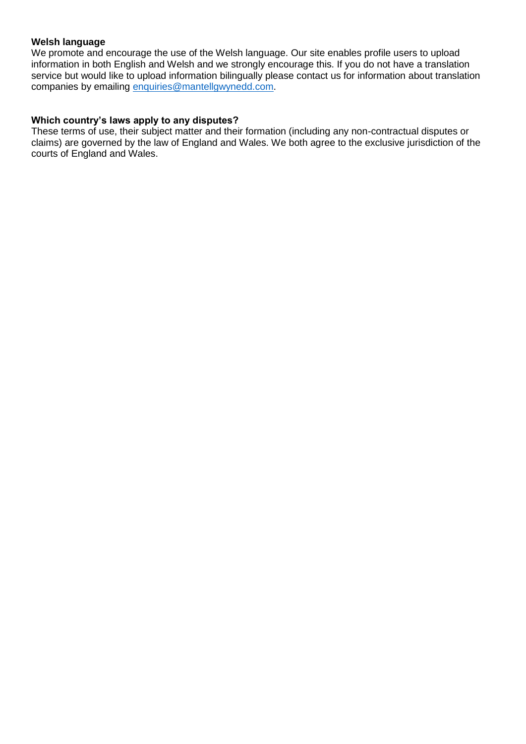**Welsh language**

We promote and encourage the use of the Welsh language. Our site enables profile users to upload information in both English and Welsh and we strongly encourage this. If you do not have a translation service but would like to upload information bilingually please contact us for information about translation companies by emailing [enquiries@mantellgwynedd.com](mailto:enquiries@mantellgwynedd.com).

**Which country's laws apply to any disputes?**

These terms of use, their subject matter and their formation (including any non-contractual disputes or claims) are governed by the law of England and Wales. We both agree to the exclusive jurisdiction of the courts of England and Wales.